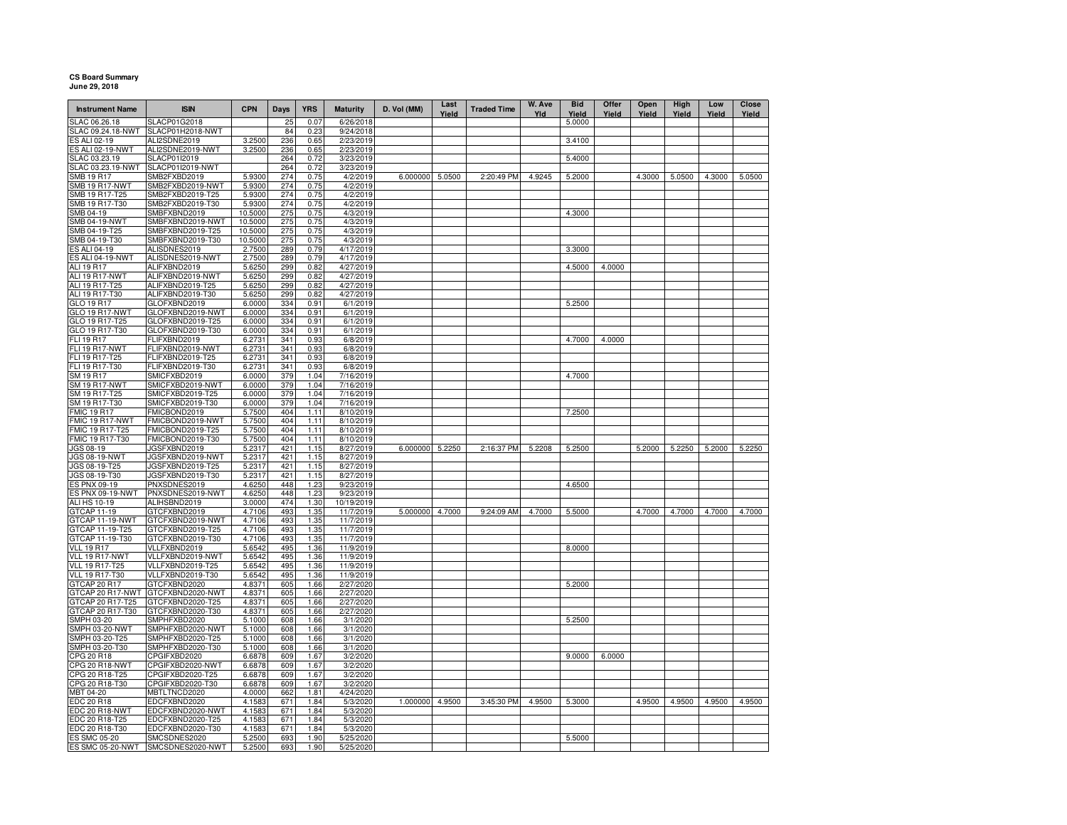**CS Board Summary**
**June 29, 2018**

| Instrument Name | ISIN | CPN | Days | YRS | Maturity | D. Vol (MM) | Last Yield | Traded Time | W. Ave Yld | Bid Yield | Offer Yield | Open Yield | High Yield | Low Yield | Close Yield |
|---|---|---|---|---|---|---|---|---|---|---|---|---|---|---|---|
| SLAC 06.26.18 | SLACP01G2018 | | 25 | 0.07 | 6/26/2018 | | | | | 5.0000 | | | | | |
| SLAC 09.24.18-NWT | SLACP01H2018-NWT | | 84 | 0.23 | 9/24/2018 | | | | | | | | | | |
| ES ALI 02-19 | ALI2SDNE2019 | 3.2500 | 236 | 0.65 | 2/23/2019 | | | | | 3.4100 | | | | | |
| ES ALI 02-19-NWT | ALI2SDNE2019-NWT | 3.2500 | 236 | 0.65 | 2/23/2019 | | | | | | | | | | |
| SLAC 03.23.19 | SLACP01I2019 | | 264 | 0.72 | 3/23/2019 | | | | | 5.4000 | | | | | |
| SLAC 03.23.19-NWT | SLACP01I2019-NWT | | 264 | 0.72 | 3/23/2019 | | | | | | | | | | |
| SMB 19 R17 | SMB2FXBD2019 | 5.9300 | 274 | 0.75 | 4/2/2019 | 6.000000 | 5.0500 | 2:20:49 PM | 4.9245 | 5.2000 | | 4.3000 | 5.0500 | 4.3000 | 5.0500 |
| SMB 19 R17-NWT | SMB2FXBD2019-NWT | 5.9300 | 274 | 0.75 | 4/2/2019 | | | | | | | | | | |
| SMB 19 R17-T25 | SMB2FXBD2019-T25 | 5.9300 | 274 | 0.75 | 4/2/2019 | | | | | | | | | | |
| SMB 19 R17-T30 | SMB2FXBD2019-T30 | 5.9300 | 274 | 0.75 | 4/2/2019 | | | | | | | | | | |
| SMB 04-19 | SMBFXBND2019 | 10.5000 | 275 | 0.75 | 4/3/2019 | | | | | 4.3000 | | | | | |
| SMB 04-19-NWT | SMBFXBND2019-NWT | 10.5000 | 275 | 0.75 | 4/3/2019 | | | | | | | | | | |
| SMB 04-19-T25 | SMBFXBND2019-T25 | 10.5000 | 275 | 0.75 | 4/3/2019 | | | | | | | | | | |
| SMB 04-19-T30 | SMBFXBND2019-T30 | 10.5000 | 275 | 0.75 | 4/3/2019 | | | | | | | | | | |
| ES ALI 04-19 | ALISDNES2019 | 2.7500 | 289 | 0.79 | 4/17/2019 | | | | | 3.3000 | | | | | |
| ES ALI 04-19-NWT | ALISDNES2019-NWT | 2.7500 | 289 | 0.79 | 4/17/2019 | | | | | | | | | | |
| ALI 19 R17 | ALIFXBND2019 | 5.6250 | 299 | 0.82 | 4/27/2019 | | | | | 4.5000 | 4.0000 | | | | |
| ALI 19 R17-NWT | ALIFXBND2019-NWT | 5.6250 | 299 | 0.82 | 4/27/2019 | | | | | | | | | | |
| ALI 19 R17-T25 | ALIFXBND2019-T25 | 5.6250 | 299 | 0.82 | 4/27/2019 | | | | | | | | | | |
| ALI 19 R17-T30 | ALIFXBND2019-T30 | 5.6250 | 299 | 0.82 | 4/27/2019 | | | | | | | | | | |
| GLO 19 R17 | GLOFXBND2019 | 6.0000 | 334 | 0.91 | 6/1/2019 | | | | | 5.2500 | | | | | |
| GLO 19 R17-NWT | GLOFXBND2019-NWT | 6.0000 | 334 | 0.91 | 6/1/2019 | | | | | | | | | | |
| GLO 19 R17-T25 | GLOFXBND2019-T25 | 6.0000 | 334 | 0.91 | 6/1/2019 | | | | | | | | | | |
| GLO 19 R17-T30 | GLOFXBND2019-T30 | 6.0000 | 334 | 0.91 | 6/1/2019 | | | | | | | | | | |
| FLI 19 R17 | FLIFXBND2019 | 6.2731 | 341 | 0.93 | 6/8/2019 | | | | | 4.7000 | 4.0000 | | | | |
| FLI 19 R17-NWT | FLIFXBND2019-NWT | 6.2731 | 341 | 0.93 | 6/8/2019 | | | | | | | | | | |
| FLI 19 R17-T25 | FLIFXBND2019-T25 | 6.2731 | 341 | 0.93 | 6/8/2019 | | | | | | | | | | |
| FLI 19 R17-T30 | FLIFXBND2019-T30 | 6.2731 | 341 | 0.93 | 6/8/2019 | | | | | | | | | | |
| SM 19 R17 | SMICFXBD2019 | 6.0000 | 379 | 1.04 | 7/16/2019 | | | | | 4.7000 | | | | | |
| SM 19 R17-NWT | SMICFXBD2019-NWT | 6.0000 | 379 | 1.04 | 7/16/2019 | | | | | | | | | | |
| SM 19 R17-T25 | SMICFXBD2019-T25 | 6.0000 | 379 | 1.04 | 7/16/2019 | | | | | | | | | | |
| SM 19 R17-T30 | SMICFXBD2019-T30 | 6.0000 | 379 | 1.04 | 7/16/2019 | | | | | | | | | | |
| FMIC 19 R17 | FMICBOND2019 | 5.7500 | 404 | 1.11 | 8/10/2019 | | | | | 7.2500 | | | | | |
| FMIC 19 R17-NWT | FMICBOND2019-NWT | 5.7500 | 404 | 1.11 | 8/10/2019 | | | | | | | | | | |
| FMIC 19 R17-T25 | FMICBOND2019-T25 | 5.7500 | 404 | 1.11 | 8/10/2019 | | | | | | | | | | |
| FMIC 19 R17-T30 | FMICBOND2019-T30 | 5.7500 | 404 | 1.11 | 8/10/2019 | | | | | | | | | | |
| JGS 08-19 | JGSFXBND2019 | 5.2317 | 421 | 1.15 | 8/27/2019 | 6.000000 | 5.2250 | 2:16:37 PM | 5.2208 | 5.2500 | | 5.2000 | 5.2250 | 5.2000 | 5.2250 |
| JGS 08-19-NWT | JGSFXBND2019-NWT | 5.2317 | 421 | 1.15 | 8/27/2019 | | | | | | | | | | |
| JGS 08-19-T25 | JGSFXBND2019-T25 | 5.2317 | 421 | 1.15 | 8/27/2019 | | | | | | | | | | |
| JGS 08-19-T30 | JGSFXBND2019-T30 | 5.2317 | 421 | 1.15 | 8/27/2019 | | | | | | | | | | |
| ES PNX 09-19 | PNXSDNES2019 | 4.6250 | 448 | 1.23 | 9/23/2019 | | | | | 4.6500 | | | | | |
| ES PNX 09-19-NWT | PNXSDNES2019-NWT | 4.6250 | 448 | 1.23 | 9/23/2019 | | | | | | | | | | |
| ALI HS 10-19 | ALIHSBND2019 | 3.0000 | 474 | 1.30 | 10/19/2019 | | | | | | | | | | |
| GTCAP 11-19 | GTCFXBND2019 | 4.7106 | 493 | 1.35 | 11/7/2019 | 5.000000 | 4.7000 | 9:24:09 AM | 4.7000 | 5.5000 | | 4.7000 | 4.7000 | 4.7000 | 4.7000 |
| GTCAP 11-19-NWT | GTCFXBND2019-NWT | 4.7106 | 493 | 1.35 | 11/7/2019 | | | | | | | | | | |
| GTCAP 11-19-T25 | GTCFXBND2019-T25 | 4.7106 | 493 | 1.35 | 11/7/2019 | | | | | | | | | | |
| GTCAP 11-19-T30 | GTCFXBND2019-T30 | 4.7106 | 493 | 1.35 | 11/7/2019 | | | | | | | | | | |
| VLL 19 R17 | VLLFXBND2019 | 5.6542 | 495 | 1.36 | 11/9/2019 | | | | | 8.0000 | | | | | |
| VLL 19 R17-NWT | VLLFXBND2019-NWT | 5.6542 | 495 | 1.36 | 11/9/2019 | | | | | | | | | | |
| VLL 19 R17-T25 | VLLFXBND2019-T25 | 5.6542 | 495 | 1.36 | 11/9/2019 | | | | | | | | | | |
| VLL 19 R17-T30 | VLLFXBND2019-T30 | 5.6542 | 495 | 1.36 | 11/9/2019 | | | | | | | | | | |
| GTCAP 20 R17 | GTCFXBND2020 | 4.8371 | 605 | 1.66 | 2/27/2020 | | | | | 5.2000 | | | | | |
| GTCAP 20 R17-NWT | GTCFXBND2020-NWT | 4.8371 | 605 | 1.66 | 2/27/2020 | | | | | | | | | | |
| GTCAP 20 R17-T25 | GTCFXBND2020-T25 | 4.8371 | 605 | 1.66 | 2/27/2020 | | | | | | | | | | |
| GTCAP 20 R17-T30 | GTCFXBND2020-T30 | 4.8371 | 605 | 1.66 | 2/27/2020 | | | | | | | | | | |
| SMPH 03-20 | SMPHFXBD2020 | 5.1000 | 608 | 1.66 | 3/1/2020 | | | | | 5.2500 | | | | | |
| SMPH 03-20-NWT | SMPHFXBD2020-NWT | 5.1000 | 608 | 1.66 | 3/1/2020 | | | | | | | | | | |
| SMPH 03-20-T25 | SMPHFXBD2020-T25 | 5.1000 | 608 | 1.66 | 3/1/2020 | | | | | | | | | | |
| SMPH 03-20-T30 | SMPHFXBD2020-T30 | 5.1000 | 608 | 1.66 | 3/1/2020 | | | | | | | | | | |
| CPG 20 R18 | CPGIFXBD2020 | 6.6878 | 609 | 1.67 | 3/2/2020 | | | | | 9.0000 | 6.0000 | | | | |
| CPG 20 R18-NWT | CPGIFXBD2020-NWT | 6.6878 | 609 | 1.67 | 3/2/2020 | | | | | | | | | | |
| CPG 20 R18-T25 | CPGIFXBD2020-T25 | 6.6878 | 609 | 1.67 | 3/2/2020 | | | | | | | | | | |
| CPG 20 R18-T30 | CPGIFXBD2020-T30 | 6.6878 | 609 | 1.67 | 3/2/2020 | | | | | | | | | | |
| MBT 04-20 | MBTLTNCD2020 | 4.0000 | 662 | 1.81 | 4/24/2020 | | | | | | | | | | |
| EDC 20 R18 | EDCFXBND2020 | 4.1583 | 671 | 1.84 | 5/3/2020 | 1.000000 | 4.9500 | 3:45:30 PM | 4.9500 | 5.3000 | | 4.9500 | 4.9500 | 4.9500 | 4.9500 |
| EDC 20 R18-NWT | EDCFXBND2020-NWT | 4.1583 | 671 | 1.84 | 5/3/2020 | | | | | | | | | | |
| EDC 20 R18-T25 | EDCFXBND2020-T25 | 4.1583 | 671 | 1.84 | 5/3/2020 | | | | | | | | | | |
| EDC 20 R18-T30 | EDCFXBND2020-T30 | 4.1583 | 671 | 1.84 | 5/3/2020 | | | | | | | | | | |
| ES SMC 05-20 | SMCSDNES2020 | 5.2500 | 693 | 1.90 | 5/25/2020 | | | | | 5.5000 | | | | | |
| ES SMC 05-20-NWT | SMCSDNES2020-NWT | 5.2500 | 693 | 1.90 | 5/25/2020 | | | | | | | | | | |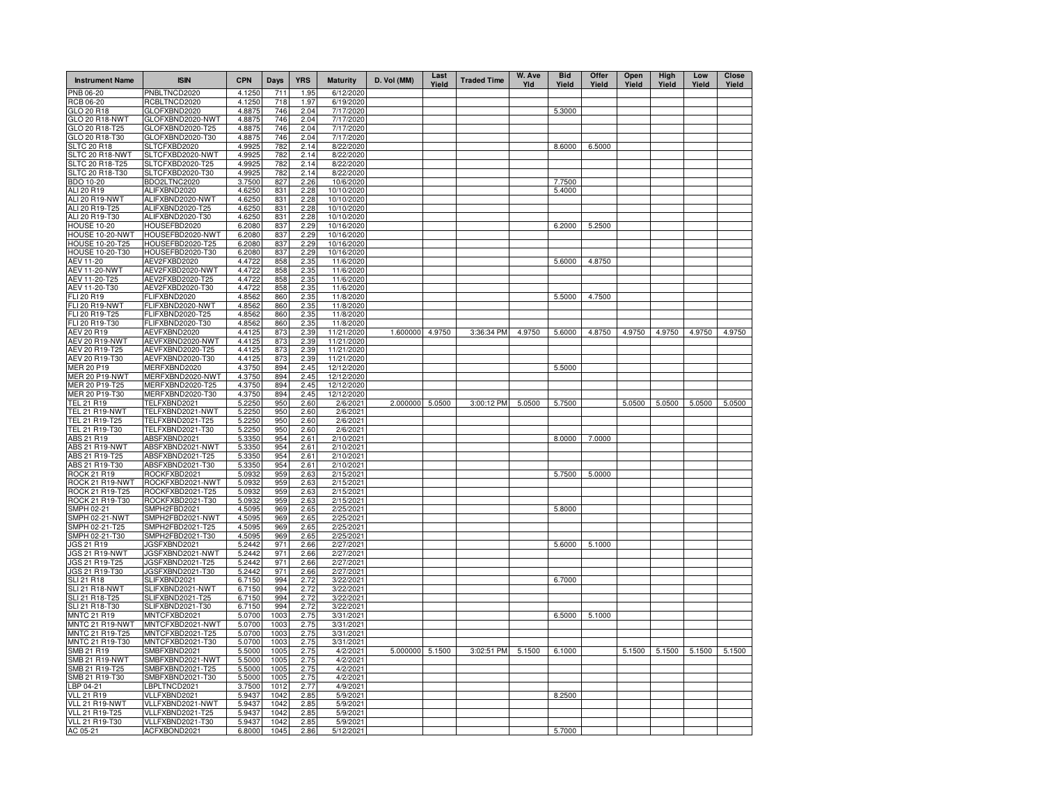| Instrument Name | ISIN | CPN | Days | YRS | Maturity | D. Vol (MM) | Last Yield | Traded Time | W. Ave Yld | Bid Yield | Offer Yield | Open Yield | High Yield | Low Yield | Close Yield |
|---|---|---|---|---|---|---|---|---|---|---|---|---|---|---|---|
| PNB 06-20 | PNBLTNCD2020 | 4.1250 | 711 | 1.95 | 6/12/2020 | | | | | | | | | | |
| RCB 06-20 | RCBLTNCD2020 | 4.1250 | 718 | 1.97 | 6/19/2020 | | | | | | | | | | |
| GLO 20 R18 | GLOFXBND2020 | 4.8875 | 746 | 2.04 | 7/17/2020 | | | | | 5.3000 | | | | | |
| GLO 20 R18-NWT | GLOFXBND2020-NWT | 4.8875 | 746 | 2.04 | 7/17/2020 | | | | | | | | | | |
| GLO 20 R18-T25 | GLOFXBND2020-T25 | 4.8875 | 746 | 2.04 | 7/17/2020 | | | | | | | | | | |
| GLO 20 R18-T30 | GLOFXBND2020-T30 | 4.8875 | 746 | 2.04 | 7/17/2020 | | | | | | | | | | |
| SLTC 20 R18 | SLTCFXBD2020 | 4.9925 | 782 | 2.14 | 8/22/2020 | | | | | 8.6000 | 6.5000 | | | | |
| SLTC 20 R18-NWT | SLTCFXBD2020-NWT | 4.9925 | 782 | 2.14 | 8/22/2020 | | | | | | | | | | |
| SLTC 20 R18-T25 | SLTCFXBD2020-T25 | 4.9925 | 782 | 2.14 | 8/22/2020 | | | | | | | | | | |
| SLTC 20 R18-T30 | SLTCFXBD2020-T30 | 4.9925 | 782 | 2.14 | 8/22/2020 | | | | | | | | | | |
| BDO 10-20 | BDO2LTNC2020 | 3.7500 | 827 | 2.26 | 10/6/2020 | | | | | 7.7500 | | | | | |
| ALI 20 R19 | ALIFXBND2020 | 4.6250 | 831 | 2.28 | 10/10/2020 | | | | | 5.4000 | | | | | |
| ALI 20 R19-NWT | ALIFXBND2020-NWT | 4.6250 | 831 | 2.28 | 10/10/2020 | | | | | | | | | | |
| ALI 20 R19-T25 | ALIFXBND2020-T25 | 4.6250 | 831 | 2.28 | 10/10/2020 | | | | | | | | | | |
| ALI 20 R19-T30 | ALIFXBND2020-T30 | 4.6250 | 831 | 2.28 | 10/10/2020 | | | | | | | | | | |
| HOUSE 10-20 | HOUSEFBD2020 | 6.2080 | 837 | 2.29 | 10/16/2020 | | | | | 6.2000 | 5.2500 | | | | |
| HOUSE 10-20-NWT | HOUSEFBD2020-NWT | 6.2080 | 837 | 2.29 | 10/16/2020 | | | | | | | | | | |
| HOUSE 10-20-T25 | HOUSEFBD2020-T25 | 6.2080 | 837 | 2.29 | 10/16/2020 | | | | | | | | | | |
| HOUSE 10-20-T30 | HOUSEFBD2020-T30 | 6.2080 | 837 | 2.29 | 10/16/2020 | | | | | | | | | | |
| AEV 11-20 | AEV2FXBD2020 | 4.4722 | 858 | 2.35 | 11/6/2020 | | | | | 5.6000 | 4.8750 | | | | |
| AEV 11-20-NWT | AEV2FXBD2020-NWT | 4.4722 | 858 | 2.35 | 11/6/2020 | | | | | | | | | | |
| AEV 11-20-T25 | AEV2FXBD2020-T25 | 4.4722 | 858 | 2.35 | 11/6/2020 | | | | | | | | | | |
| AEV 11-20-T30 | AEV2FXBD2020-T30 | 4.4722 | 858 | 2.35 | 11/6/2020 | | | | | | | | | | |
| FLI 20 R19 | FLIFXBND2020 | 4.8562 | 860 | 2.35 | 11/8/2020 | | | | | 5.5000 | 4.7500 | | | | |
| FLI 20 R19-NWT | FLIFXBND2020-NWT | 4.8562 | 860 | 2.35 | 11/8/2020 | | | | | | | | | | |
| FLI 20 R19-T25 | FLIFXBND2020-T25 | 4.8562 | 860 | 2.35 | 11/8/2020 | | | | | | | | | | |
| FLI 20 R19-T30 | FLIFXBND2020-T30 | 4.8562 | 860 | 2.35 | 11/8/2020 | | | | | | | | | | |
| AEV 20 R19 | AEVFXBND2020 | 4.4125 | 873 | 2.39 | 11/21/2020 | 1.600000 | 4.9750 | 3:36:34 PM | 4.9750 | 5.6000 | 4.8750 | 4.9750 | 4.9750 | 4.9750 | 4.9750 |
| AEV 20 R19-NWT | AEVFXBND2020-NWT | 4.4125 | 873 | 2.39 | 11/21/2020 | | | | | | | | | | |
| AEV 20 R19-T25 | AEVFXBND2020-T25 | 4.4125 | 873 | 2.39 | 11/21/2020 | | | | | | | | | | |
| AEV 20 R19-T30 | AEVFXBND2020-T30 | 4.4125 | 873 | 2.39 | 11/21/2020 | | | | | | | | | | |
| MER 20 P19 | MERFXBND2020 | 4.3750 | 894 | 2.45 | 12/12/2020 | | | | | 5.5000 | | | | | |
| MER 20 P19-NWT | MERFXBND2020-NWT | 4.3750 | 894 | 2.45 | 12/12/2020 | | | | | | | | | | |
| MER 20 P19-T25 | MERFXBND2020-T25 | 4.3750 | 894 | 2.45 | 12/12/2020 | | | | | | | | | | |
| MER 20 P19-T30 | MERFXBND2020-T30 | 4.3750 | 894 | 2.45 | 12/12/2020 | | | | | | | | | | |
| TEL 21 R19 | TELFXBND2021 | 5.2250 | 950 | 2.60 | 2/6/2021 | 2.000000 | 5.0500 | 3:00:12 PM | 5.0500 | 5.7500 | | 5.0500 | 5.0500 | 5.0500 | 5.0500 |
| TEL 21 R19-NWT | TELFXBND2021-NWT | 5.2250 | 950 | 2.60 | 2/6/2021 | | | | | | | | | | |
| TEL 21 R19-T25 | TELFXBND2021-T25 | 5.2250 | 950 | 2.60 | 2/6/2021 | | | | | | | | | | |
| TEL 21 R19-T30 | TELFXBND2021-T30 | 5.2250 | 950 | 2.60 | 2/6/2021 | | | | | | | | | | |
| ABS 21 R19 | ABSFXBND2021 | 5.3350 | 954 | 2.61 | 2/10/2021 | | | | | 8.0000 | 7.0000 | | | | |
| ABS 21 R19-NWT | ABSFXBND2021-NWT | 5.3350 | 954 | 2.61 | 2/10/2021 | | | | | | | | | | |
| ABS 21 R19-T25 | ABSFXBND2021-T25 | 5.3350 | 954 | 2.61 | 2/10/2021 | | | | | | | | | | |
| ABS 21 R19-T30 | ABSFXBND2021-T30 | 5.3350 | 954 | 2.61 | 2/10/2021 | | | | | | | | | | |
| ROCK 21 R19 | ROCKFXBD2021 | 5.0932 | 959 | 2.63 | 2/15/2021 | | | | | 5.7500 | 5.0000 | | | | |
| ROCK 21 R19-NWT | ROCKFXBD2021-NWT | 5.0932 | 959 | 2.63 | 2/15/2021 | | | | | | | | | | |
| ROCK 21 R19-T25 | ROCKFXBD2021-T25 | 5.0932 | 959 | 2.63 | 2/15/2021 | | | | | | | | | | |
| ROCK 21 R19-T30 | ROCKFXBD2021-T30 | 5.0932 | 959 | 2.63 | 2/15/2021 | | | | | | | | | | |
| SMPH 02-21 | SMPH2FBD2021 | 4.5095 | 969 | 2.65 | 2/25/2021 | | | | | 5.8000 | | | | | |
| SMPH 02-21-NWT | SMPH2FBD2021-NWT | 4.5095 | 969 | 2.65 | 2/25/2021 | | | | | | | | | | |
| SMPH 02-21-T25 | SMPH2FBD2021-T25 | 4.5095 | 969 | 2.65 | 2/25/2021 | | | | | | | | | | |
| SMPH 02-21-T30 | SMPH2FBD2021-T30 | 4.5095 | 969 | 2.65 | 2/25/2021 | | | | | | | | | | |
| JGS 21 R19 | JGSFXBND2021 | 5.2442 | 971 | 2.66 | 2/27/2021 | | | | | 5.6000 | 5.1000 | | | | |
| JGS 21 R19-NWT | JGSFXBND2021-NWT | 5.2442 | 971 | 2.66 | 2/27/2021 | | | | | | | | | | |
| JGS 21 R19-T25 | JGSFXBND2021-T25 | 5.2442 | 971 | 2.66 | 2/27/2021 | | | | | | | | | | |
| JGS 21 R19-T30 | JGSFXBND2021-T30 | 5.2442 | 971 | 2.66 | 2/27/2021 | | | | | | | | | | |
| SLI 21 R18 | SLIFXBND2021 | 6.7150 | 994 | 2.72 | 3/22/2021 | | | | | 6.7000 | | | | | |
| SLI 21 R18-NWT | SLIFXBND2021-NWT | 6.7150 | 994 | 2.72 | 3/22/2021 | | | | | | | | | | |
| SLI 21 R18-T25 | SLIFXBND2021-T25 | 6.7150 | 994 | 2.72 | 3/22/2021 | | | | | | | | | | |
| SLI 21 R18-T30 | SLIFXBND2021-T30 | 6.7150 | 994 | 2.72 | 3/22/2021 | | | | | | | | | | |
| MNTC 21 R19 | MNTCFXBD2021 | 5.0700 | 1003 | 2.75 | 3/31/2021 | | | | | 6.5000 | 5.1000 | | | | |
| MNTC 21 R19-NWT | MNTCFXBD2021-NWT | 5.0700 | 1003 | 2.75 | 3/31/2021 | | | | | | | | | | |
| MNTC 21 R19-T25 | MNTCFXBD2021-T25 | 5.0700 | 1003 | 2.75 | 3/31/2021 | | | | | | | | | | |
| MNTC 21 R19-T30 | MNTCFXBD2021-T30 | 5.0700 | 1003 | 2.75 | 3/31/2021 | | | | | | | | | | |
| SMB 21 R19 | SMBFXBND2021 | 5.5000 | 1005 | 2.75 | 4/2/2021 | 5.000000 | 5.1500 | 3:02:51 PM | 5.1500 | 6.1000 | | 5.1500 | 5.1500 | 5.1500 | 5.1500 |
| SMB 21 R19-NWT | SMBFXBND2021-NWT | 5.5000 | 1005 | 2.75 | 4/2/2021 | | | | | | | | | | |
| SMB 21 R19-T25 | SMBFXBND2021-T25 | 5.5000 | 1005 | 2.75 | 4/2/2021 | | | | | | | | | | |
| SMB 21 R19-T30 | SMBFXBND2021-T30 | 5.5000 | 1005 | 2.75 | 4/2/2021 | | | | | | | | | | |
| LBP 04-21 | LBPLTNCD2021 | 3.7500 | 1012 | 2.77 | 4/9/2021 | | | | | | | | | | |
| VLL 21 R19 | VLLFXBND2021 | 5.9437 | 1042 | 2.85 | 5/9/2021 | | | | | 8.2500 | | | | | |
| VLL 21 R19-NWT | VLLFXBND2021-NWT | 5.9437 | 1042 | 2.85 | 5/9/2021 | | | | | | | | | | |
| VLL 21 R19-T25 | VLLFXBND2021-T25 | 5.9437 | 1042 | 2.85 | 5/9/2021 | | | | | | | | | | |
| VLL 21 R19-T30 | VLLFXBND2021-T30 | 5.9437 | 1042 | 2.85 | 5/9/2021 | | | | | | | | | | |
| AC 05-21 | ACFXBOND2021 | 6.8000 | 1045 | 2.86 | 5/12/2021 | | | | | 5.7000 | | | | | |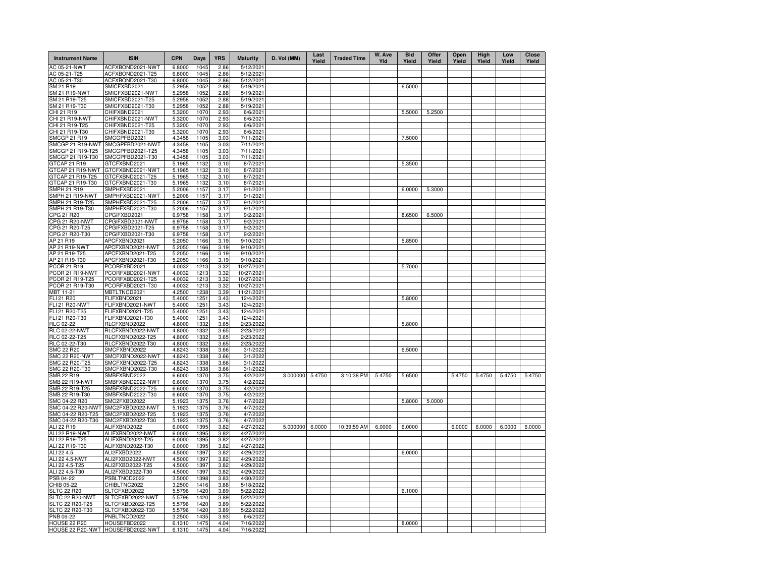| Instrument Name | ISIN | CPN | Days | YRS | Maturity | D. Vol (MM) | Last Yield | Traded Time | W. Ave Yld | Bid Yield | Offer Yield | Open Yield | High Yield | Low Yield | Close Yield |
|---|---|---|---|---|---|---|---|---|---|---|---|---|---|---|---|
| AC 05-21-NWT | ACFXBOND2021-NWT | 6.8000 | 1045 | 2.86 | 5/12/2021 | | | | | | | | | | |
| AC 05-21-T25 | ACFXBOND2021-T25 | 6.8000 | 1045 | 2.86 | 5/12/2021 | | | | | | | | | | |
| AC 05-21-T30 | ACFXBOND2021-T30 | 6.8000 | 1045 | 2.86 | 5/12/2021 | | | | | | | | | | |
| SM 21 R19 | SMICFXBD2021 | 5.2958 | 1052 | 2.88 | 5/19/2021 | | | | | 6.5000 | | | | | |
| SM 21 R19-NWT | SMICFXBD2021-NWT | 5.2958 | 1052 | 2.88 | 5/19/2021 | | | | | | | | | | |
| SM 21 R19-T25 | SMICFXBD2021-T25 | 5.2958 | 1052 | 2.88 | 5/19/2021 | | | | | | | | | | |
| SM 21 R19-T30 | SMICFXBD2021-T30 | 5.2958 | 1052 | 2.88 | 5/19/2021 | | | | | | | | | | |
| CHI 21 R19 | CHIFXBND2021 | 5.3200 | 1070 | 2.93 | 6/6/2021 | | | | | 5.5000 | 5.2500 | | | | |
| CHI 21 R19-NWT | CHIFXBND2021-NWT | 5.3200 | 1070 | 2.93 | 6/6/2021 | | | | | | | | | | |
| CHI 21 R19-T25 | CHIFXBND2021-T25 | 5.3200 | 1070 | 2.93 | 6/6/2021 | | | | | | | | | | |
| CHI 21 R19-T30 | CHIFXBND2021-T30 | 5.3200 | 1070 | 2.93 | 6/6/2021 | | | | | | | | | | |
| SMCGP 21 R19 | SMCGPFBD2021 | 4.3458 | 1105 | 3.03 | 7/11/2021 | | | | | 7.5000 | | | | | |
| SMCGP 21 R19-NWT | SMCGPFBD2021-NWT | 4.3458 | 1105 | 3.03 | 7/11/2021 | | | | | | | | | | |
| SMCGP 21 R19-T25 | SMCGPFBD2021-T25 | 4.3458 | 1105 | 3.03 | 7/11/2021 | | | | | | | | | | |
| SMCGP 21 R19-T30 | SMCGPFBD2021-T30 | 4.3458 | 1105 | 3.03 | 7/11/2021 | | | | | | | | | | |
| GTCAP 21 R19 | GTCFXBND2021 | 5.1965 | 1132 | 3.10 | 8/7/2021 | | | | | 5.3500 | | | | | |
| GTCAP 21 R19-NWT | GTCFXBND2021-NWT | 5.1965 | 1132 | 3.10 | 8/7/2021 | | | | | | | | | | |
| GTCAP 21 R19-T25 | GTCFXBND2021-T25 | 5.1965 | 1132 | 3.10 | 8/7/2021 | | | | | | | | | | |
| GTCAP 21 R19-T30 | GTCFXBND2021-T30 | 5.1965 | 1132 | 3.10 | 8/7/2021 | | | | | | | | | | |
| SMPH 21 R19 | SMPHFXBD2021 | 5.2006 | 1157 | 3.17 | 9/1/2021 | | | | | 6.0000 | 5.3000 | | | | |
| SMPH 21 R19-NWT | SMPHFXBD2021-NWT | 5.2006 | 1157 | 3.17 | 9/1/2021 | | | | | | | | | | |
| SMPH 21 R19-T25 | SMPHFXBD2021-T25 | 5.2006 | 1157 | 3.17 | 9/1/2021 | | | | | | | | | | |
| SMPH 21 R19-T30 | SMPHFXBD2021-T30 | 5.2006 | 1157 | 3.17 | 9/1/2021 | | | | | | | | | | |
| CPG 21 R20 | CPGIFXBD2021 | 6.9758 | 1158 | 3.17 | 9/2/2021 | | | | | 8.6500 | 6.5000 | | | | |
| CPG 21 R20-NWT | CPGIFXBD2021-NWT | 6.9758 | 1158 | 3.17 | 9/2/2021 | | | | | | | | | | |
| CPG 21 R20-T25 | CPGIFXBD2021-T25 | 6.9758 | 1158 | 3.17 | 9/2/2021 | | | | | | | | | | |
| CPG 21 R20-T30 | CPGIFXBD2021-T30 | 6.9758 | 1158 | 3.17 | 9/2/2021 | | | | | | | | | | |
| AP 21 R19 | APCFXBND2021 | 5.2050 | 1166 | 3.19 | 9/10/2021 | | | | | 5.8500 | | | | | |
| AP 21 R19-NWT | APCFXBND2021-NWT | 5.2050 | 1166 | 3.19 | 9/10/2021 | | | | | | | | | | |
| AP 21 R19-T25 | APCFXBND2021-T25 | 5.2050 | 1166 | 3.19 | 9/10/2021 | | | | | | | | | | |
| AP 21 R19-T30 | APCFXBND2021-T30 | 5.2050 | 1166 | 3.19 | 9/10/2021 | | | | | | | | | | |
| PCOR 21 R19 | PCORFXBD2021 | 4.0032 | 1213 | 3.32 | 10/27/2021 | | | | | 5.7000 | | | | | |
| PCOR 21 R19-NWT | PCORFXBD2021-NWT | 4.0032 | 1213 | 3.32 | 10/27/2021 | | | | | | | | | | |
| PCOR 21 R19-T25 | PCORFXBD2021-T25 | 4.0032 | 1213 | 3.32 | 10/27/2021 | | | | | | | | | | |
| PCOR 21 R19-T30 | PCORFXBD2021-T30 | 4.0032 | 1213 | 3.32 | 10/27/2021 | | | | | | | | | | |
| MBT 11-21 | MBTLTNCD2021 | 4.2500 | 1238 | 3.39 | 11/21/2021 | | | | | | | | | | |
| FLI 21 R20 | FLIFXBND2021 | 5.4000 | 1251 | 3.43 | 12/4/2021 | | | | | 5.8000 | | | | | |
| FLI 21 R20-NWT | FLIFXBND2021-NWT | 5.4000 | 1251 | 3.43 | 12/4/2021 | | | | | | | | | | |
| FLI 21 R20-T25 | FLIFXBND2021-T25 | 5.4000 | 1251 | 3.43 | 12/4/2021 | | | | | | | | | | |
| FLI 21 R20-T30 | FLIFXBND2021-T30 | 5.4000 | 1251 | 3.43 | 12/4/2021 | | | | | | | | | | |
| RLC 02-22 | RLCFXBND2022 | 4.8000 | 1332 | 3.65 | 2/23/2022 | | | | | 5.8000 | | | | | |
| RLC 02-22-NWT | RLCFXBND2022-NWT | 4.8000 | 1332 | 3.65 | 2/23/2022 | | | | | | | | | | |
| RLC 02-22-T25 | RLCFXBND2022-T25 | 4.8000 | 1332 | 3.65 | 2/23/2022 | | | | | | | | | | |
| RLC 02-22-T30 | RLCFXBND2022-T30 | 4.8000 | 1332 | 3.65 | 2/23/2022 | | | | | | | | | | |
| SMC 22 R20 | SMCFXBND2022 | 4.8243 | 1338 | 3.66 | 3/1/2022 | | | | | 6.5000 | | | | | |
| SMC 22 R20-NWT | SMCFXBND2022-NWT | 4.8243 | 1338 | 3.66 | 3/1/2022 | | | | | | | | | | |
| SMC 22 R20-T25 | SMCFXBND2022-T25 | 4.8243 | 1338 | 3.66 | 3/1/2022 | | | | | | | | | | |
| SMC 22 R20-T30 | SMCFXBND2022-T30 | 4.8243 | 1338 | 3.66 | 3/1/2022 | | | | | | | | | | |
| SMB 22 R19 | SMBFXBND2022 | 6.6000 | 1370 | 3.75 | 4/2/2022 | 3.000000 | 5.4750 | 3:10:38 PM | 5.4750 | 5.6500 | | 5.4750 | 5.4750 | 5.4750 | 5.4750 |
| SMB 22 R19-NWT | SMBFXBND2022-NWT | 6.6000 | 1370 | 3.75 | 4/2/2022 | | | | | | | | | | |
| SMB 22 R19-T25 | SMBFXBND2022-T25 | 6.6000 | 1370 | 3.75 | 4/2/2022 | | | | | | | | | | |
| SMB 22 R19-T30 | SMBFXBND2022-T30 | 6.6000 | 1370 | 3.75 | 4/2/2022 | | | | | | | | | | |
| SMC 04-22 R20 | SMC2FXBD2022 | 5.1923 | 1375 | 3.76 | 4/7/2022 | | | | | 5.8000 | 5.0000 | | | | |
| SMC 04-22 R20-NWT | SMC2FXBD2022-NWT | 5.1923 | 1375 | 3.76 | 4/7/2022 | | | | | | | | | | |
| SMC 04-22 R20-T25 | SMC2FXBD2022-T25 | 5.1923 | 1375 | 3.76 | 4/7/2022 | | | | | | | | | | |
| SMC 04-22 R20-T30 | SMC2FXBD2022-T30 | 5.1923 | 1375 | 3.76 | 4/7/2022 | | | | | | | | | | |
| ALI 22 R19 | ALIFXBND2022 | 6.0000 | 1395 | 3.82 | 4/27/2022 | 5.000000 | 6.0000 | 10:39:59 AM | 6.0000 | 6.0000 | | 6.0000 | 6.0000 | 6.0000 | 6.0000 |
| ALI 22 R19-NWT | ALIFXBND2022-NWT | 6.0000 | 1395 | 3.82 | 4/27/2022 | | | | | | | | | | |
| ALI 22 R19-T25 | ALIFXBND2022-T25 | 6.0000 | 1395 | 3.82 | 4/27/2022 | | | | | | | | | | |
| ALI 22 R19-T30 | ALIFXBND2022-T30 | 6.0000 | 1395 | 3.82 | 4/27/2022 | | | | | | | | | | |
| ALI 22 4.5 | ALI2FXBD2022 | 4.5000 | 1397 | 3.82 | 4/29/2022 | | | | | 6.0000 | | | | | |
| ALI 22 4.5-NWT | ALI2FXBD2022-NWT | 4.5000 | 1397 | 3.82 | 4/29/2022 | | | | | | | | | | |
| ALI 22 4.5-T25 | ALI2FXBD2022-T25 | 4.5000 | 1397 | 3.82 | 4/29/2022 | | | | | | | | | | |
| ALI 22 4.5-T30 | ALI2FXBD2022-T30 | 4.5000 | 1397 | 3.82 | 4/29/2022 | | | | | | | | | | |
| PSB 04-22 | PSBLTNCD2022 | 3.5000 | 1398 | 3.83 | 4/30/2022 | | | | | | | | | | |
| CHIB 05-22 | CHIBLTNC2022 | 3.2500 | 1416 | 3.88 | 5/18/2022 | | | | | | | | | | |
| SLTC 22 R20 | SLTCFXBD2022 | 5.5796 | 1420 | 3.89 | 5/22/2022 | | | | | 6.1000 | | | | | |
| SLTC 22 R20-NWT | SLTCFXBD2022-NWT | 5.5796 | 1420 | 3.89 | 5/22/2022 | | | | | | | | | | |
| SLTC 22 R20-T25 | SLTCFXBD2022-T25 | 5.5796 | 1420 | 3.89 | 5/22/2022 | | | | | | | | | | |
| SLTC 22 R20-T30 | SLTCFXBD2022-T30 | 5.5796 | 1420 | 3.89 | 5/22/2022 | | | | | | | | | | |
| PNB 06-22 | PNBLTNCD2022 | 3.2500 | 1435 | 3.93 | 6/6/2022 | | | | | | | | | | |
| HOUSE 22 R20 | HOUSEFBD2022 | 6.1310 | 1475 | 4.04 | 7/16/2022 | | | | | 8.0000 | | | | | |
| HOUSE 22 R20-NWT | HOUSEFBD2022-NWT | 6.1310 | 1475 | 4.04 | 7/16/2022 | | | | | | | | | | |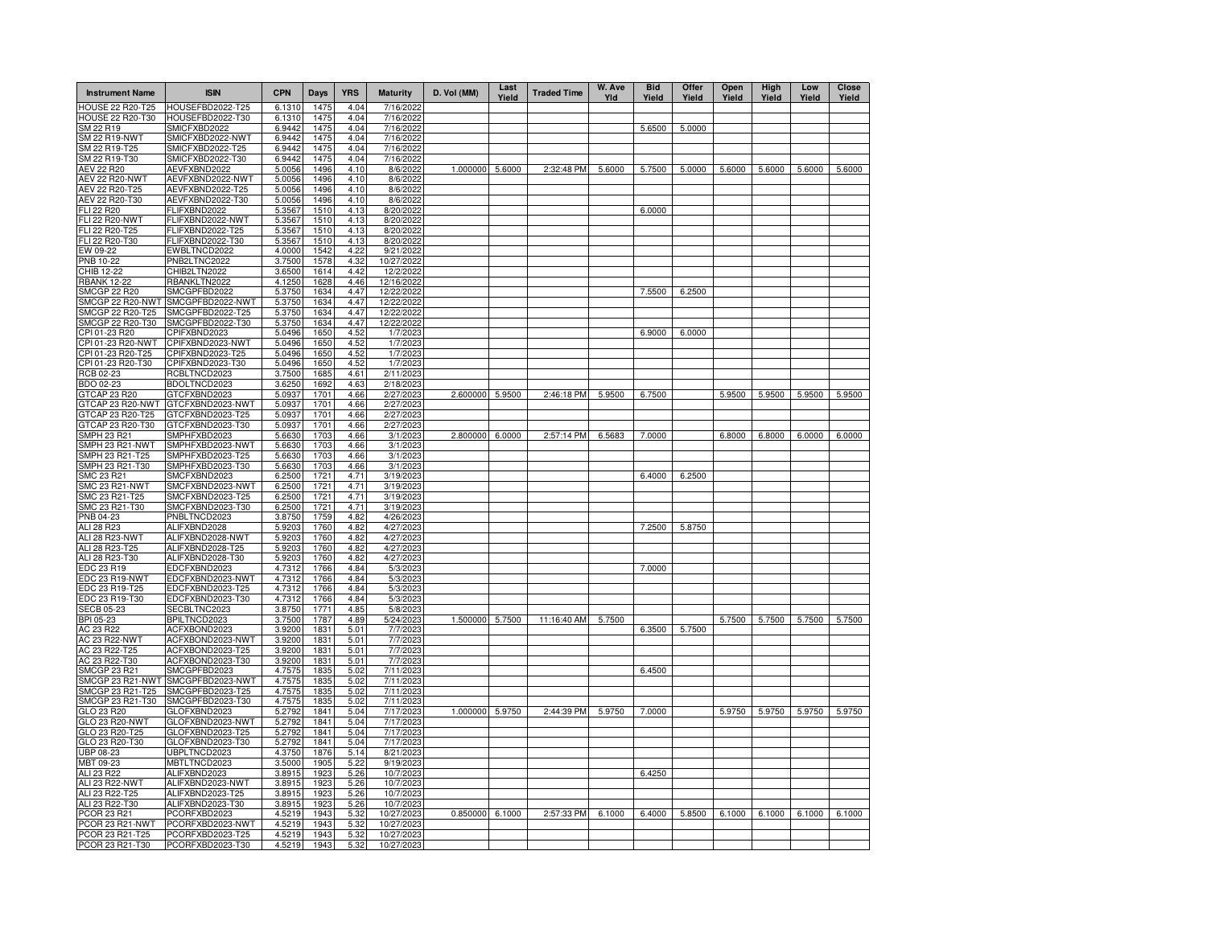| Instrument Name | ISIN | CPN | Days | YRS | Maturity | D. Vol (MM) | Last Yield | Traded Time | W. Ave Yld | Bid Yield | Offer Yield | Open Yield | High Yield | Low Yield | Close Yield |
|---|---|---|---|---|---|---|---|---|---|---|---|---|---|---|---|
| HOUSE 22 R20-T25 | HOUSEFBD2022-T25 | 6.1310 | 1475 | 4.04 | 7/16/2022 | | | | | | | | | | |
| HOUSE 22 R20-T30 | HOUSEFBD2022-T30 | 6.1310 | 1475 | 4.04 | 7/16/2022 | | | | | | | | | | |
| SM 22 R19 | SMICFXBD2022 | 6.9442 | 1475 | 4.04 | 7/16/2022 | | | | | 5.6500 | 5.0000 | | | | |
| SM 22 R19-NWT | SMICFXBD2022-NWT | 6.9442 | 1475 | 4.04 | 7/16/2022 | | | | | | | | | | |
| SM 22 R19-T25 | SMICFXBD2022-T25 | 6.9442 | 1475 | 4.04 | 7/16/2022 | | | | | | | | | | |
| SM 22 R19-T30 | SMICFXBD2022-T30 | 6.9442 | 1475 | 4.04 | 7/16/2022 | | | | | | | | | | |
| AEV 22 R20 | AEVFXBND2022 | 5.0056 | 1496 | 4.10 | 8/6/2022 | 1.000000 | 5.6000 | 2:32:48 PM | 5.6000 | 5.7500 | 5.0000 | 5.6000 | 5.6000 | 5.6000 | 5.6000 |
| AEV 22 R20-NWT | AEVFXBND2022-NWT | 5.0056 | 1496 | 4.10 | 8/6/2022 | | | | | | | | | | |
| AEV 22 R20-T25 | AEVFXBND2022-T25 | 5.0056 | 1496 | 4.10 | 8/6/2022 | | | | | | | | | | |
| AEV 22 R20-T30 | AEVFXBND2022-T30 | 5.0056 | 1496 | 4.10 | 8/6/2022 | | | | | | | | | | |
| FLI 22 R20 | FLIFXBND2022 | 5.3567 | 1510 | 4.13 | 8/20/2022 | | | | | 6.0000 | | | | | |
| FLI 22 R20-NWT | FLIFXBND2022-NWT | 5.3567 | 1510 | 4.13 | 8/20/2022 | | | | | | | | | | |
| FLI 22 R20-T25 | FLIFXBND2022-T25 | 5.3567 | 1510 | 4.13 | 8/20/2022 | | | | | | | | | | |
| FLI 22 R20-T30 | FLIFXBND2022-T30 | 5.3567 | 1510 | 4.13 | 8/20/2022 | | | | | | | | | | |
| EW 09-22 | EWBLTNCD2022 | 4.0000 | 1542 | 4.22 | 9/21/2022 | | | | | | | | | | |
| PNB 10-22 | PNB2LTNC2022 | 3.7500 | 1578 | 4.32 | 10/27/2022 | | | | | | | | | | |
| CHIB 12-22 | CHIB2LTN2022 | 3.6500 | 1614 | 4.42 | 12/2/2022 | | | | | | | | | | |
| RBANK 12-22 | RBANKLTN2022 | 4.1250 | 1628 | 4.46 | 12/16/2022 | | | | | | | | | | |
| SMCGP 22 R20 | SMCGPFBD2022 | 5.3750 | 1634 | 4.47 | 12/22/2022 | | | | | 7.5500 | 6.2500 | | | | |
| SMCGP 22 R20-NWT | SMCGPFBD2022-NWT | 5.3750 | 1634 | 4.47 | 12/22/2022 | | | | | | | | | | |
| SMCGP 22 R20-T25 | SMCGPFBD2022-T25 | 5.3750 | 1634 | 4.47 | 12/22/2022 | | | | | | | | | | |
| SMCGP 22 R20-T30 | SMCGPFBD2022-T30 | 5.3750 | 1634 | 4.47 | 12/22/2022 | | | | | | | | | | |
| CPI 01-23 R20 | CPIFXBND2023 | 5.0496 | 1650 | 4.52 | 1/7/2023 | | | | | 6.9000 | 6.0000 | | | | |
| CPI 01-23 R20-NWT | CPIFXBND2023-NWT | 5.0496 | 1650 | 4.52 | 1/7/2023 | | | | | | | | | | |
| CPI 01-23 R20-T25 | CPIFXBND2023-T25 | 5.0496 | 1650 | 4.52 | 1/7/2023 | | | | | | | | | | |
| CPI 01-23 R20-T30 | CPIFXBND2023-T30 | 5.0496 | 1650 | 4.52 | 1/7/2023 | | | | | | | | | | |
| RCB 02-23 | RCBLTNCD2023 | 3.7500 | 1685 | 4.61 | 2/11/2023 | | | | | | | | | | |
| BDO 02-23 | BDOLTNCD2023 | 3.6250 | 1692 | 4.63 | 2/18/2023 | | | | | | | | | | |
| GTCAP 23 R20 | GTCFXBND2023 | 5.0937 | 1701 | 4.66 | 2/27/2023 | 2.600000 | 5.9500 | 2:46:18 PM | 5.9500 | 6.7500 | | 5.9500 | 5.9500 | 5.9500 | 5.9500 |
| GTCAP 23 R20-NWT | GTCFXBND2023-NWT | 5.0937 | 1701 | 4.66 | 2/27/2023 | | | | | | | | | | |
| GTCAP 23 R20-T25 | GTCFXBND2023-T25 | 5.0937 | 1701 | 4.66 | 2/27/2023 | | | | | | | | | | |
| GTCAP 23 R20-T30 | GTCFXBND2023-T30 | 5.0937 | 1701 | 4.66 | 2/27/2023 | | | | | | | | | | |
| SMPH 23 R21 | SMPHFXBD2023 | 5.6630 | 1703 | 4.66 | 3/1/2023 | 2.800000 | 6.0000 | 2:57:14 PM | 6.5683 | 7.0000 | | 6.8000 | 6.8000 | 6.0000 | 6.0000 |
| SMPH 23 R21-NWT | SMPHFXBD2023-NWT | 5.6630 | 1703 | 4.66 | 3/1/2023 | | | | | | | | | | |
| SMPH 23 R21-T25 | SMPHFXBD2023-T25 | 5.6630 | 1703 | 4.66 | 3/1/2023 | | | | | | | | | | |
| SMPH 23 R21-T30 | SMPHFXBD2023-T30 | 5.6630 | 1703 | 4.66 | 3/1/2023 | | | | | | | | | | |
| SMC 23 R21 | SMCFXBND2023 | 6.2500 | 1721 | 4.71 | 3/19/2023 | | | | | 6.4000 | 6.2500 | | | | |
| SMC 23 R21-NWT | SMCFXBND2023-NWT | 6.2500 | 1721 | 4.71 | 3/19/2023 | | | | | | | | | | |
| SMC 23 R21-T25 | SMCFXBND2023-T25 | 6.2500 | 1721 | 4.71 | 3/19/2023 | | | | | | | | | | |
| SMC 23 R21-T30 | SMCFXBND2023-T30 | 6.2500 | 1721 | 4.71 | 3/19/2023 | | | | | | | | | | |
| PNB 04-23 | PNBLTNCD2023 | 3.8750 | 1759 | 4.82 | 4/26/2023 | | | | | | | | | | |
| ALI 28 R23 | ALIFXBND2028 | 5.9203 | 1760 | 4.82 | 4/27/2023 | | | | | 7.2500 | 5.8750 | | | | |
| ALI 28 R23-NWT | ALIFXBND2028-NWT | 5.9203 | 1760 | 4.82 | 4/27/2023 | | | | | | | | | | |
| ALI 28 R23-T25 | ALIFXBND2028-T25 | 5.9203 | 1760 | 4.82 | 4/27/2023 | | | | | | | | | | |
| ALI 28 R23-T30 | ALIFXBND2028-T30 | 5.9203 | 1760 | 4.82 | 4/27/2023 | | | | | | | | | | |
| EDC 23 R19 | EDCFXBND2023 | 4.7312 | 1766 | 4.84 | 5/3/2023 | | | | | 7.0000 | | | | | |
| EDC 23 R19-NWT | EDCFXBND2023-NWT | 4.7312 | 1766 | 4.84 | 5/3/2023 | | | | | | | | | | |
| EDC 23 R19-T25 | EDCFXBND2023-T25 | 4.7312 | 1766 | 4.84 | 5/3/2023 | | | | | | | | | | |
| EDC 23 R19-T30 | EDCFXBND2023-T30 | 4.7312 | 1766 | 4.84 | 5/3/2023 | | | | | | | | | | |
| SECB 05-23 | SECBLTNC2023 | 3.8750 | 1771 | 4.85 | 5/8/2023 | | | | | | | | | | |
| BPI 05-23 | BPILTNCD2023 | 3.7500 | 1787 | 4.89 | 5/24/2023 | 1.500000 | 5.7500 | 11:16:40 AM | 5.7500 | | | 5.7500 | 5.7500 | 5.7500 | 5.7500 |
| AC 23 R22 | ACFXBOND2023 | 3.9200 | 1831 | 5.01 | 7/7/2023 | | | | | 6.3500 | 5.7500 | | | | |
| AC 23 R22-NWT | ACFXBOND2023-NWT | 3.9200 | 1831 | 5.01 | 7/7/2023 | | | | | | | | | | |
| AC 23 R22-T25 | ACFXBOND2023-T25 | 3.9200 | 1831 | 5.01 | 7/7/2023 | | | | | | | | | | |
| AC 23 R22-T30 | ACFXBOND2023-T30 | 3.9200 | 1831 | 5.01 | 7/7/2023 | | | | | | | | | | |
| SMCGP 23 R21 | SMCGPFBD2023 | 4.7575 | 1835 | 5.02 | 7/11/2023 | | | | | 6.4500 | | | | | |
| SMCGP 23 R21-NWT | SMCGPFBD2023-NWT | 4.7575 | 1835 | 5.02 | 7/11/2023 | | | | | | | | | | |
| SMCGP 23 R21-T25 | SMCGPFBD2023-T25 | 4.7575 | 1835 | 5.02 | 7/11/2023 | | | | | | | | | | |
| SMCGP 23 R21-T30 | SMCGPFBD2023-T30 | 4.7575 | 1835 | 5.02 | 7/11/2023 | | | | | | | | | | |
| GLO 23 R20 | GLOFXBND2023 | 5.2792 | 1841 | 5.04 | 7/17/2023 | 1.000000 | 5.9750 | 2:44:39 PM | 5.9750 | 7.0000 | | 5.9750 | 5.9750 | 5.9750 | 5.9750 |
| GLO 23 R20-NWT | GLOFXBND2023-NWT | 5.2792 | 1841 | 5.04 | 7/17/2023 | | | | | | | | | | |
| GLO 23 R20-T25 | GLOFXBND2023-T25 | 5.2792 | 1841 | 5.04 | 7/17/2023 | | | | | | | | | | |
| GLO 23 R20-T30 | GLOFXBND2023-T30 | 5.2792 | 1841 | 5.04 | 7/17/2023 | | | | | | | | | | |
| UBP 08-23 | UBPLTNCD2023 | 4.3750 | 1876 | 5.14 | 8/21/2023 | | | | | | | | | | |
| MBT 09-23 | MBTLTNCD2023 | 3.5000 | 1905 | 5.22 | 9/19/2023 | | | | | | | | | | |
| ALI 23 R22 | ALIFXBND2023 | 3.8915 | 1923 | 5.26 | 10/7/2023 | | | | | 6.4250 | | | | | |
| ALI 23 R22-NWT | ALIFXBND2023-NWT | 3.8915 | 1923 | 5.26 | 10/7/2023 | | | | | | | | | | |
| ALI 23 R22-T25 | ALIFXBND2023-T25 | 3.8915 | 1923 | 5.26 | 10/7/2023 | | | | | | | | | | |
| ALI 23 R22-T30 | ALIFXBND2023-T30 | 3.8915 | 1923 | 5.26 | 10/7/2023 | | | | | | | | | | |
| PCOR 23 R21 | PCORFXBD2023 | 4.5219 | 1943 | 5.32 | 10/27/2023 | 0.850000 | 6.1000 | 2:57:33 PM | 6.1000 | 6.4000 | 5.8500 | 6.1000 | 6.1000 | 6.1000 | 6.1000 |
| PCOR 23 R21-NWT | PCORFXBD2023-NWT | 4.5219 | 1943 | 5.32 | 10/27/2023 | | | | | | | | | | |
| PCOR 23 R21-T25 | PCORFXBD2023-T25 | 4.5219 | 1943 | 5.32 | 10/27/2023 | | | | | | | | | | |
| PCOR 23 R21-T30 | PCORFXBD2023-T30 | 4.5219 | 1943 | 5.32 | 10/27/2023 | | | | | | | | | | |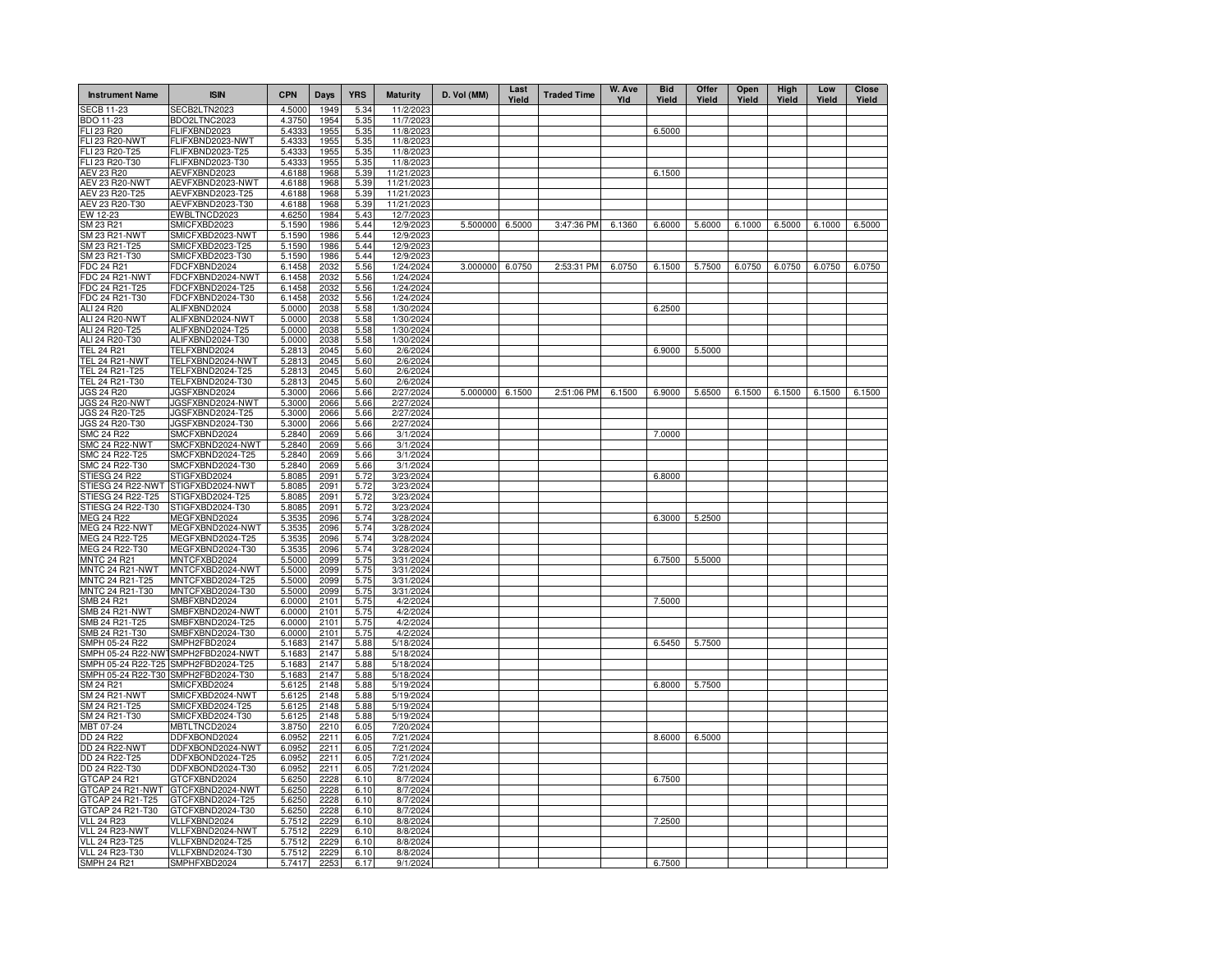| Instrument Name | ISIN | CPN | Days | YRS | Maturity | D. Vol (MM) | Last Yield | Traded Time | W. Ave Yld | Bid Yield | Offer Yield | Open Yield | High Yield | Low Yield | Close Yield |
|---|---|---|---|---|---|---|---|---|---|---|---|---|---|---|---|
| SECB 11-23 | SECB2LTN2023 | 4.5000 | 1949 | 5.34 | 11/2/2023 | | | | | | | | | | |
| BDO 11-23 | BDO2LTNC2023 | 4.3750 | 1954 | 5.35 | 11/7/2023 | | | | | | | | | | |
| FLI 23 R20 | FLIFXBND2023 | 5.4333 | 1955 | 5.35 | 11/8/2023 | | | | | 6.5000 | | | | | |
| FLI 23 R20-NWT | FLIFXBND2023-NWT | 5.4333 | 1955 | 5.35 | 11/8/2023 | | | | | | | | | | |
| FLI 23 R20-T25 | FLIFXBND2023-T25 | 5.4333 | 1955 | 5.35 | 11/8/2023 | | | | | | | | | | |
| FLI 23 R20-T30 | FLIFXBND2023-T30 | 5.4333 | 1955 | 5.35 | 11/8/2023 | | | | | | | | | | |
| AEV 23 R20 | AEVFXBND2023 | 4.6188 | 1968 | 5.39 | 11/21/2023 | | | | | 6.1500 | | | | | |
| AEV 23 R20-NWT | AEVFXBND2023-NWT | 4.6188 | 1968 | 5.39 | 11/21/2023 | | | | | | | | | | |
| AEV 23 R20-T25 | AEVFXBND2023-T25 | 4.6188 | 1968 | 5.39 | 11/21/2023 | | | | | | | | | | |
| AEV 23 R20-T30 | AEVFXBND2023-T30 | 4.6188 | 1968 | 5.39 | 11/21/2023 | | | | | | | | | | |
| EW 12-23 | EWBLTNCD2023 | 4.6250 | 1984 | 5.43 | 12/7/2023 | | | | | | | | | | |
| SM 23 R21 | SMICFXBD2023 | 5.1590 | 1986 | 5.44 | 12/9/2023 | 5.500000 | 6.5000 | 3:47:36 PM | 6.1360 | 6.6000 | 5.6000 | 6.1000 | 6.5000 | 6.1000 | 6.5000 |
| SM 23 R21-NWT | SMICFXBD2023-NWT | 5.1590 | 1986 | 5.44 | 12/9/2023 | | | | | | | | | | |
| SM 23 R21-T25 | SMICFXBD2023-T25 | 5.1590 | 1986 | 5.44 | 12/9/2023 | | | | | | | | | | |
| SM 23 R21-T30 | SMICFXBD2023-T30 | 5.1590 | 1986 | 5.44 | 12/9/2023 | | | | | | | | | | |
| FDC 24 R21 | FDCFXBND2024 | 6.1458 | 2032 | 5.56 | 1/24/2024 | 3.000000 | 6.0750 | 2:53:31 PM | 6.0750 | 6.1500 | 5.7500 | 6.0750 | 6.0750 | 6.0750 | 6.0750 |
| FDC 24 R21-NWT | FDCFXBND2024-NWT | 6.1458 | 2032 | 5.56 | 1/24/2024 | | | | | | | | | | |
| FDC 24 R21-T25 | FDCFXBND2024-T25 | 6.1458 | 2032 | 5.56 | 1/24/2024 | | | | | | | | | | |
| FDC 24 R21-T30 | FDCFXBND2024-T30 | 6.1458 | 2032 | 5.56 | 1/24/2024 | | | | | | | | | | |
| ALI 24 R20 | ALIFXBND2024 | 5.0000 | 2038 | 5.58 | 1/30/2024 | | | | | 6.2500 | | | | | |
| ALI 24 R20-NWT | ALIFXBND2024-NWT | 5.0000 | 2038 | 5.58 | 1/30/2024 | | | | | | | | | | |
| ALI 24 R20-T25 | ALIFXBND2024-T25 | 5.0000 | 2038 | 5.58 | 1/30/2024 | | | | | | | | | | |
| ALI 24 R20-T30 | ALIFXBND2024-T30 | 5.0000 | 2038 | 5.58 | 1/30/2024 | | | | | | | | | | |
| TEL 24 R21 | TELFXBND2024 | 5.2813 | 2045 | 5.60 | 2/6/2024 | | | | | 6.9000 | 5.5000 | | | | |
| TEL 24 R21-NWT | TELFXBND2024-NWT | 5.2813 | 2045 | 5.60 | 2/6/2024 | | | | | | | | | | |
| TEL 24 R21-T25 | TELFXBND2024-T25 | 5.2813 | 2045 | 5.60 | 2/6/2024 | | | | | | | | | | |
| TEL 24 R21-T30 | TELFXBND2024-T30 | 5.2813 | 2045 | 5.60 | 2/6/2024 | | | | | | | | | | |
| JGS 24 R20 | JGSFXBND2024 | 5.3000 | 2066 | 5.66 | 2/27/2024 | 5.000000 | 6.1500 | 2:51:06 PM | 6.1500 | 6.9000 | 5.6500 | 6.1500 | 6.1500 | 6.1500 | 6.1500 |
| JGS 24 R20-NWT | JGSFXBND2024-NWT | 5.3000 | 2066 | 5.66 | 2/27/2024 | | | | | | | | | | |
| JGS 24 R20-T25 | JGSFXBND2024-T25 | 5.3000 | 2066 | 5.66 | 2/27/2024 | | | | | | | | | | |
| JGS 24 R20-T30 | JGSFXBND2024-T30 | 5.3000 | 2066 | 5.66 | 2/27/2024 | | | | | | | | | | |
| SMC 24 R22 | SMCFXBND2024 | 5.2840 | 2069 | 5.66 | 3/1/2024 | | | | | 7.0000 | | | | | |
| SMC 24 R22-NWT | SMCFXBND2024-NWT | 5.2840 | 2069 | 5.66 | 3/1/2024 | | | | | | | | | | |
| SMC 24 R22-T25 | SMCFXBND2024-T25 | 5.2840 | 2069 | 5.66 | 3/1/2024 | | | | | | | | | | |
| SMC 24 R22-T30 | SMCFXBND2024-T30 | 5.2840 | 2069 | 5.66 | 3/1/2024 | | | | | | | | | | |
| STIESG 24 R22 | STIGFXBD2024 | 5.8085 | 2091 | 5.72 | 3/23/2024 | | | | | 6.8000 | | | | | |
| STIESG 24 R22-NWT | STIGFXBD2024-NWT | 5.8085 | 2091 | 5.72 | 3/23/2024 | | | | | | | | | | |
| STIESG 24 R22-T25 | STIGFXBD2024-T25 | 5.8085 | 2091 | 5.72 | 3/23/2024 | | | | | | | | | | |
| STIESG 24 R22-T30 | STIGFXBD2024-T30 | 5.8085 | 2091 | 5.72 | 3/23/2024 | | | | | | | | | | |
| MEG 24 R22 | MEGFXBND2024 | 5.3535 | 2096 | 5.74 | 3/28/2024 | | | | | 6.3000 | 5.2500 | | | | |
| MEG 24 R22-NWT | MEGFXBND2024-NWT | 5.3535 | 2096 | 5.74 | 3/28/2024 | | | | | | | | | | |
| MEG 24 R22-T25 | MEGFXBND2024-T25 | 5.3535 | 2096 | 5.74 | 3/28/2024 | | | | | | | | | | |
| MEG 24 R22-T30 | MEGFXBND2024-T30 | 5.3535 | 2096 | 5.74 | 3/28/2024 | | | | | | | | | | |
| MNTC 24 R21 | MNTCFXBD2024 | 5.5000 | 2099 | 5.75 | 3/31/2024 | | | | | 6.7500 | 5.5000 | | | | |
| MNTC 24 R21-NWT | MNTCFXBD2024-NWT | 5.5000 | 2099 | 5.75 | 3/31/2024 | | | | | | | | | | |
| MNTC 24 R21-T25 | MNTCFXBD2024-T25 | 5.5000 | 2099 | 5.75 | 3/31/2024 | | | | | | | | | | |
| MNTC 24 R21-T30 | MNTCFXBD2024-T30 | 5.5000 | 2099 | 5.75 | 3/31/2024 | | | | | | | | | | |
| SMB 24 R21 | SMBFXBND2024 | 6.0000 | 2101 | 5.75 | 4/2/2024 | | | | | 7.5000 | | | | | |
| SMB 24 R21-NWT | SMBFXBND2024-NWT | 6.0000 | 2101 | 5.75 | 4/2/2024 | | | | | | | | | | |
| SMB 24 R21-T25 | SMBFXBND2024-T25 | 6.0000 | 2101 | 5.75 | 4/2/2024 | | | | | | | | | | |
| SMB 24 R21-T30 | SMBFXBND2024-T30 | 6.0000 | 2101 | 5.75 | 4/2/2024 | | | | | | | | | | |
| SMPH 05-24 R22 | SMPH2FBD2024 | 5.1683 | 2147 | 5.88 | 5/18/2024 | | | | | 6.5450 | 5.7500 | | | | |
| SMPH 05-24 R22-NWT | SMPH2FBD2024-NWT | 5.1683 | 2147 | 5.88 | 5/18/2024 | | | | | | | | | | |
| SMPH 05-24 R22-T25 | SMPH2FBD2024-T25 | 5.1683 | 2147 | 5.88 | 5/18/2024 | | | | | | | | | | |
| SMPH 05-24 R22-T30 | SMPH2FBD2024-T30 | 5.1683 | 2147 | 5.88 | 5/18/2024 | | | | | | | | | | |
| SM 24 R21 | SMICFXBD2024 | 5.6125 | 2148 | 5.88 | 5/19/2024 | | | | | 6.8000 | 5.7500 | | | | |
| SM 24 R21-NWT | SMICFXBD2024-NWT | 5.6125 | 2148 | 5.88 | 5/19/2024 | | | | | | | | | | |
| SM 24 R21-T25 | SMICFXBD2024-T25 | 5.6125 | 2148 | 5.88 | 5/19/2024 | | | | | | | | | | |
| SM 24 R21-T30 | SMICFXBD2024-T30 | 5.6125 | 2148 | 5.88 | 5/19/2024 | | | | | | | | | | |
| MBT 07-24 | MBTLTNCD2024 | 3.8750 | 2210 | 6.05 | 7/20/2024 | | | | | | | | | | |
| DD 24 R22 | DDFXBOND2024 | 6.0952 | 2211 | 6.05 | 7/21/2024 | | | | | 8.6000 | 6.5000 | | | | |
| DD 24 R22-NWT | DDFXBOND2024-NWT | 6.0952 | 2211 | 6.05 | 7/21/2024 | | | | | | | | | | |
| DD 24 R22-T25 | DDFXBOND2024-T25 | 6.0952 | 2211 | 6.05 | 7/21/2024 | | | | | | | | | | |
| DD 24 R22-T30 | DDFXBOND2024-T30 | 6.0952 | 2211 | 6.05 | 7/21/2024 | | | | | | | | | | |
| GTCAP 24 R21 | GTCFXBND2024 | 5.6250 | 2228 | 6.10 | 8/7/2024 | | | | | 6.7500 | | | | | |
| GTCAP 24 R21-NWT | GTCFXBND2024-NWT | 5.6250 | 2228 | 6.10 | 8/7/2024 | | | | | | | | | | |
| GTCAP 24 R21-T25 | GTCFXBND2024-T25 | 5.6250 | 2228 | 6.10 | 8/7/2024 | | | | | | | | | | |
| GTCAP 24 R21-T30 | GTCFXBND2024-T30 | 5.6250 | 2228 | 6.10 | 8/7/2024 | | | | | | | | | | |
| VLL 24 R23 | VLLFXBND2024 | 5.7512 | 2229 | 6.10 | 8/8/2024 | | | | | 7.2500 | | | | | |
| VLL 24 R23-NWT | VLLFXBND2024-NWT | 5.7512 | 2229 | 6.10 | 8/8/2024 | | | | | | | | | | |
| VLL 24 R23-T25 | VLLFXBND2024-T25 | 5.7512 | 2229 | 6.10 | 8/8/2024 | | | | | | | | | | |
| VLL 24 R23-T30 | VLLFXBND2024-T30 | 5.7512 | 2229 | 6.10 | 8/8/2024 | | | | | | | | | | |
| SMPH 24 R21 | SMPHFXBD2024 | 5.7417 | 2253 | 6.17 | 9/1/2024 | | | | | 6.7500 | | | | | |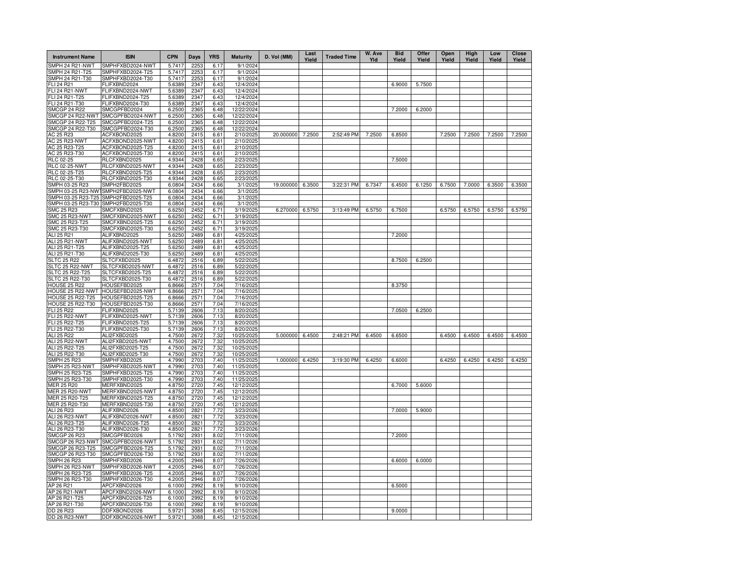| Instrument Name | ISIN | CPN | Days | YRS | Maturity | D. Vol (MM) | Last Yield | Traded Time | W. Ave Yld | Bid Yield | Offer Yield | Open Yield | High Yield | Low Yield | Close Yield |
|---|---|---|---|---|---|---|---|---|---|---|---|---|---|---|---|
| SMPH 24 R21-NWT | SMPHFXBD2024-NWT | 5.7417 | 2253 | 6.17 | 9/1/2024 | | | | | | | | | | |
| SMPH 24 R21-T25 | SMPHFXBD2024-T25 | 5.7417 | 2253 | 6.17 | 9/1/2024 | | | | | | | | | | |
| SMPH 24 R21-T30 | SMPHFXBD2024-T30 | 5.7417 | 2253 | 6.17 | 9/1/2024 | | | | | | | | | | |
| FLI 24 R21 | FLIFXBND2024 | 5.6389 | 2347 | 6.43 | 12/4/2024 | | | | | 6.9000 | 5.7500 | | | | |
| FLI 24 R21-NWT | FLIFXBND2024-NWT | 5.6389 | 2347 | 6.43 | 12/4/2024 | | | | | | | | | | |
| FLI 24 R21-T25 | FLIFXBND2024-T25 | 5.6389 | 2347 | 6.43 | 12/4/2024 | | | | | | | | | | |
| FLI 24 R21-T30 | FLIFXBND2024-T30 | 5.6389 | 2347 | 6.43 | 12/4/2024 | | | | | | | | | | |
| SMCGP 24 R22 | SMCGPFBD2024 | 6.2500 | 2365 | 6.48 | 12/22/2024 | | | | | 7.2000 | 6.2000 | | | | |
| SMCGP 24 R22-NWT | SMCGPFBD2024-NWT | 6.2500 | 2365 | 6.48 | 12/22/2024 | | | | | | | | | | |
| SMCGP 24 R22-T25 | SMCGPFBD2024-T25 | 6.2500 | 2365 | 6.48 | 12/22/2024 | | | | | | | | | | |
| SMCGP 24 R22-T30 | SMCGPFBD2024-T30 | 6.2500 | 2365 | 6.48 | 12/22/2024 | | | | | | | | | | |
| AC 25 R23 | ACFXBOND2025 | 4.8200 | 2415 | 6.61 | 2/10/2025 | 20.000000 | 7.2500 | 2:52:49 PM | 7.2500 | 6.8500 | | 7.2500 | 7.2500 | 7.2500 | 7.2500 |
| AC 25 R23-NWT | ACFXBOND2025-NWT | 4.8200 | 2415 | 6.61 | 2/10/2025 | | | | | | | | | | |
| AC 25 R23-T25 | ACFXBOND2025-T25 | 4.8200 | 2415 | 6.61 | 2/10/2025 | | | | | | | | | | |
| AC 25 R23-T30 | ACFXBOND2025-T30 | 4.8200 | 2415 | 6.61 | 2/10/2025 | | | | | | | | | | |
| RLC 02-25 | RLCFXBND2025 | 4.9344 | 2428 | 6.65 | 2/23/2025 | | | | | 7.5000 | | | | | |
| RLC 02-25-NWT | RLCFXBND2025-NWT | 4.9344 | 2428 | 6.65 | 2/23/2025 | | | | | | | | | | |
| RLC 02-25-T25 | RLCFXBND2025-T25 | 4.9344 | 2428 | 6.65 | 2/23/2025 | | | | | | | | | | |
| RLC 02-25-T30 | RLCFXBND2025-T30 | 4.9344 | 2428 | 6.65 | 2/23/2025 | | | | | | | | | | |
| SMPH 03-25 R23 | SMPH2FBD2025 | 6.0804 | 2434 | 6.66 | 3/1/2025 | 19.000000 | 6.3500 | 3:22:31 PM | 6.7347 | 6.4500 | 6.1250 | 6.7500 | 7.0000 | 6.3500 | 6.3500 |
| SMPH 03-25 R23-NWT | SMPH2FBD2025-NWT | 6.0804 | 2434 | 6.66 | 3/1/2025 | | | | | | | | | | |
| SMPH 03-25 R23-T25 | SMPH2FBD2025-T25 | 6.0804 | 2434 | 6.66 | 3/1/2025 | | | | | | | | | | |
| SMPH 03-25 R23-T30 | SMPH2FBD2025-T30 | 6.0804 | 2434 | 6.66 | 3/1/2025 | | | | | | | | | | |
| SMC 25 R23 | SMCFXBND2025 | 6.6250 | 2452 | 6.71 | 3/19/2025 | 6.270000 | 6.5750 | 3:13:49 PM | 6.5750 | 6.7500 | | 6.5750 | 6.5750 | 6.5750 | 6.5750 |
| SMC 25 R23-NWT | SMCFXBND2025-NWT | 6.6250 | 2452 | 6.71 | 3/19/2025 | | | | | | | | | | |
| SMC 25 R23-T25 | SMCFXBND2025-T25 | 6.6250 | 2452 | 6.71 | 3/19/2025 | | | | | | | | | | |
| SMC 25 R23-T30 | SMCFXBND2025-T30 | 6.6250 | 2452 | 6.71 | 3/19/2025 | | | | | | | | | | |
| ALI 25 R21 | ALIFXBND2025 | 5.6250 | 2489 | 6.81 | 4/25/2025 | | | | | 7.2000 | | | | | |
| ALI 25 R21-NWT | ALIFXBND2025-NWT | 5.6250 | 2489 | 6.81 | 4/25/2025 | | | | | | | | | | |
| ALI 25 R21-T25 | ALIFXBND2025-T25 | 5.6250 | 2489 | 6.81 | 4/25/2025 | | | | | | | | | | |
| ALI 25 R21-T30 | ALIFXBND2025-T30 | 5.6250 | 2489 | 6.81 | 4/25/2025 | | | | | | | | | | |
| SLTC 25 R22 | SLTCFXBD2025 | 6.4872 | 2516 | 6.89 | 5/22/2025 | | | | | 8.7500 | 6.2500 | | | | |
| SLTC 25 R22-NWT | SLTCFXBD2025-NWT | 6.4872 | 2516 | 6.89 | 5/22/2025 | | | | | | | | | | |
| SLTC 25 R22-T25 | SLTCFXBD2025-T25 | 6.4872 | 2516 | 6.89 | 5/22/2025 | | | | | | | | | | |
| SLTC 25 R22-T30 | SLTCFXBD2025-T30 | 6.4872 | 2516 | 6.89 | 5/22/2025 | | | | | | | | | | |
| HOUSE 25 R22 | HOUSEFBD2025 | 6.8666 | 2571 | 7.04 | 7/16/2025 | | | | | 8.3750 | | | | | |
| HOUSE 25 R22-NWT | HOUSEFBD2025-NWT | 6.8666 | 2571 | 7.04 | 7/16/2025 | | | | | | | | | | |
| HOUSE 25 R22-T25 | HOUSEFBD2025-T25 | 6.8666 | 2571 | 7.04 | 7/16/2025 | | | | | | | | | | |
| HOUSE 25 R22-T30 | HOUSEFBD2025-T30 | 6.8666 | 2571 | 7.04 | 7/16/2025 | | | | | | | | | | |
| FLI 25 R22 | FLIFXBND2025 | 5.7139 | 2606 | 7.13 | 8/20/2025 | | | | | 7.0500 | 6.2500 | | | | |
| FLI 25 R22-NWT | FLIFXBND2025-NWT | 5.7139 | 2606 | 7.13 | 8/20/2025 | | | | | | | | | | |
| FLI 25 R22-T25 | FLIFXBND2025-T25 | 5.7139 | 2606 | 7.13 | 8/20/2025 | | | | | | | | | | |
| FLI 25 R22-T30 | FLIFXBND2025-T30 | 5.7139 | 2606 | 7.13 | 8/20/2025 | | | | | | | | | | |
| ALI 25 R22 | ALI2FXBD2025 | 4.7500 | 2672 | 7.32 | 10/25/2025 | 5.000000 | 6.4500 | 2:48:21 PM | 6.4500 | 6.6500 | | 6.4500 | 6.4500 | 6.4500 | 6.4500 |
| ALI 25 R22-NWT | ALI2FXBD2025-NWT | 4.7500 | 2672 | 7.32 | 10/25/2025 | | | | | | | | | | |
| ALI 25 R22-T25 | ALI2FXBD2025-T25 | 4.7500 | 2672 | 7.32 | 10/25/2025 | | | | | | | | | | |
| ALI 25 R22-T30 | ALI2FXBD2025-T30 | 4.7500 | 2672 | 7.32 | 10/25/2025 | | | | | | | | | | |
| SMPH 25 R23 | SMPHFXBD2025 | 4.7990 | 2703 | 7.40 | 11/25/2025 | 1.000000 | 6.4250 | 3:19:30 PM | 6.4250 | 6.6000 | | 6.4250 | 6.4250 | 6.4250 | 6.4250 |
| SMPH 25 R23-NWT | SMPHFXBD2025-NWT | 4.7990 | 2703 | 7.40 | 11/25/2025 | | | | | | | | | | |
| SMPH 25 R23-T25 | SMPHFXBD2025-T25 | 4.7990 | 2703 | 7.40 | 11/25/2025 | | | | | | | | | | |
| SMPH 25 R23-T30 | SMPHFXBD2025-T30 | 4.7990 | 2703 | 7.40 | 11/25/2025 | | | | | | | | | | |
| MER 25 R20 | MERFXBND2025 | 4.8750 | 2720 | 7.45 | 12/12/2025 | | | | | 6.7000 | 5.6000 | | | | |
| MER 25 R20-NWT | MERFXBND2025-NWT | 4.8750 | 2720 | 7.45 | 12/12/2025 | | | | | | | | | | |
| MER 25 R20-T25 | MERFXBND2025-T25 | 4.8750 | 2720 | 7.45 | 12/12/2025 | | | | | | | | | | |
| MER 25 R20-T30 | MERFXBND2025-T30 | 4.8750 | 2720 | 7.45 | 12/12/2025 | | | | | | | | | | |
| ALI 26 R23 | ALIFXBND2026 | 4.8500 | 2821 | 7.72 | 3/23/2026 | | | | | 7.0000 | 5.9000 | | | | |
| ALI 26 R23-NWT | ALIFXBND2026-NWT | 4.8500 | 2821 | 7.72 | 3/23/2026 | | | | | | | | | | |
| ALI 26 R23-T25 | ALIFXBND2026-T25 | 4.8500 | 2821 | 7.72 | 3/23/2026 | | | | | | | | | | |
| ALI 26 R23-T30 | ALIFXBND2026-T30 | 4.8500 | 2821 | 7.72 | 3/23/2026 | | | | | | | | | | |
| SMCGP 26 R23 | SMCGPFBD2026 | 5.1792 | 2931 | 8.02 | 7/11/2026 | | | | | 7.2000 | | | | | |
| SMCGP 26 R23-NWT | SMCGPFBD2026-NWT | 5.1792 | 2931 | 8.02 | 7/11/2026 | | | | | | | | | | |
| SMCGP 26 R23-T25 | SMCGPFBD2026-T25 | 5.1792 | 2931 | 8.02 | 7/11/2026 | | | | | | | | | | |
| SMCGP 26 R23-T30 | SMCGPFBD2026-T30 | 5.1792 | 2931 | 8.02 | 7/11/2026 | | | | | | | | | | |
| SMPH 26 R23 | SMPHFXBD2026 | 4.2005 | 2946 | 8.07 | 7/26/2026 | | | | | 6.6000 | 6.0000 | | | | |
| SMPH 26 R23-NWT | SMPHFXBD2026-NWT | 4.2005 | 2946 | 8.07 | 7/26/2026 | | | | | | | | | | |
| SMPH 26 R23-T25 | SMPHFXBD2026-T25 | 4.2005 | 2946 | 8.07 | 7/26/2026 | | | | | | | | | | |
| SMPH 26 R23-T30 | SMPHFXBD2026-T30 | 4.2005 | 2946 | 8.07 | 7/26/2026 | | | | | | | | | | |
| AP 26 R21 | APCFXBND2026 | 6.1000 | 2992 | 8.19 | 9/10/2026 | | | | | 6.5000 | | | | | |
| AP 26 R21-NWT | APCFXBND2026-NWT | 6.1000 | 2992 | 8.19 | 9/10/2026 | | | | | | | | | | |
| AP 26 R21-T25 | APCFXBND2026-T25 | 6.1000 | 2992 | 8.19 | 9/10/2026 | | | | | | | | | | |
| AP 26 R21-T30 | APCFXBND2026-T30 | 6.1000 | 2992 | 8.19 | 9/10/2026 | | | | | | | | | | |
| DD 26 R23 | DDFXBOND2026 | 5.9721 | 3088 | 8.45 | 12/15/2026 | | | | | 9.0000 | | | | | |
| DD 26 R23-NWT | DDFXBOND2026-NWT | 5.9721 | 3088 | 8.45 | 12/15/2026 | | | | | | | | | | |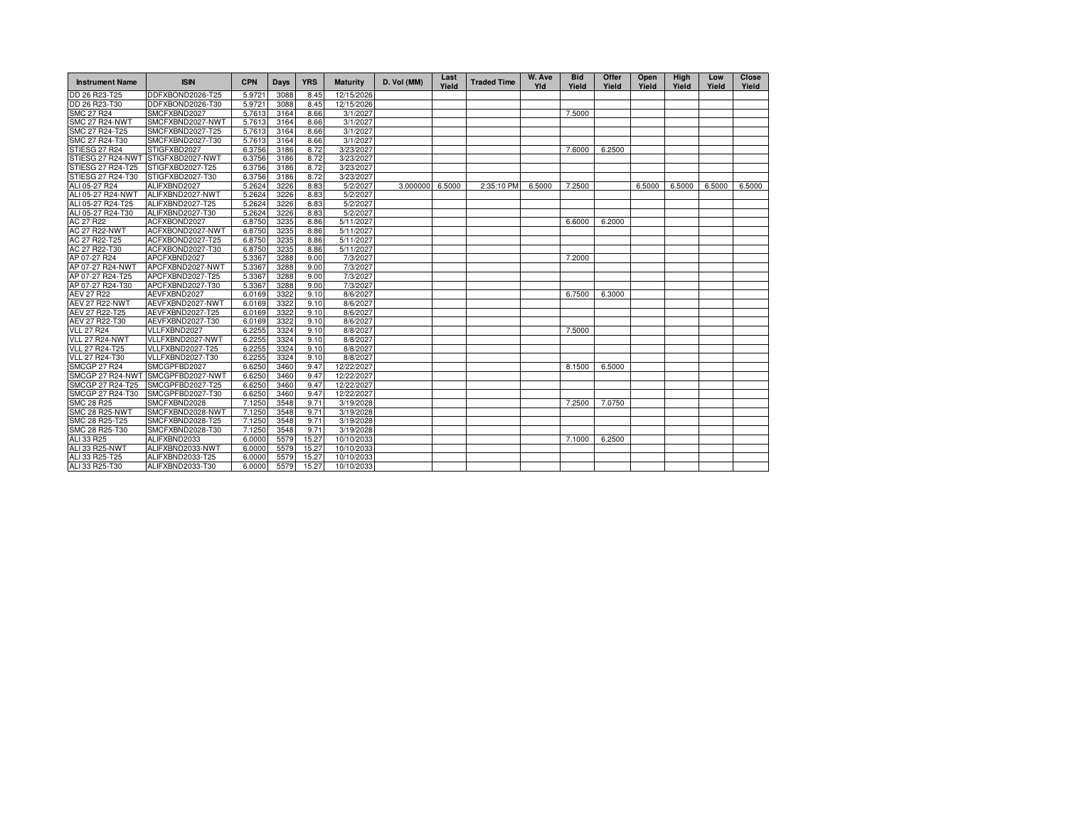| Instrument Name | ISIN | CPN | Days | YRS | Maturity | D. Vol (MM) | Last Yield | Traded Time | W. Ave Yld | Bid Yield | Offer Yield | Open Yield | High Yield | Low Yield | Close Yield |
|---|---|---|---|---|---|---|---|---|---|---|---|---|---|---|---|
| DD 26 R23-T25 | DDFXBOND2026-T25 | 5.9721 | 3088 | 8.45 | 12/15/2026 | | | | | | | | | | |
| DD 26 R23-T30 | DDFXBOND2026-T30 | 5.9721 | 3088 | 8.45 | 12/15/2026 | | | | | | | | | | |
| SMC 27 R24 | SMCFXBND2027 | 5.7613 | 3164 | 8.66 | 3/1/2027 | | | | | 7.5000 | | | | | |
| SMC 27 R24-NWT | SMCFXBND2027-NWT | 5.7613 | 3164 | 8.66 | 3/1/2027 | | | | | | | | | | |
| SMC 27 R24-T25 | SMCFXBND2027-T25 | 5.7613 | 3164 | 8.66 | 3/1/2027 | | | | | | | | | | |
| SMC 27 R24-T30 | SMCFXBND2027-T30 | 5.7613 | 3164 | 8.66 | 3/1/2027 | | | | | | | | | | |
| STIESG 27 R24 | STIGFXBD2027 | 6.3756 | 3186 | 8.72 | 3/23/2027 | | | | | 7.6000 | 6.2500 | | | | |
| STIESG 27 R24-NWT | STIGFXBD2027-NWT | 6.3756 | 3186 | 8.72 | 3/23/2027 | | | | | | | | | | |
| STIESG 27 R24-T25 | STIGFXBD2027-T25 | 6.3756 | 3186 | 8.72 | 3/23/2027 | | | | | | | | | | |
| STIESG 27 R24-T30 | STIGFXBD2027-T30 | 6.3756 | 3186 | 8.72 | 3/23/2027 | | | | | | | | | | |
| ALI 05-27 R24 | ALIFXBND2027 | 5.2624 | 3226 | 8.83 | 5/2/2027 | 3.000000 | 6.5000 | 2:35:10 PM | 6.5000 | 7.2500 | | 6.5000 | 6.5000 | 6.5000 | 6.5000 |
| ALI 05-27 R24-NWT | ALIFXBND2027-NWT | 5.2624 | 3226 | 8.83 | 5/2/2027 | | | | | | | | | | |
| ALI 05-27 R24-T25 | ALIFXBND2027-T25 | 5.2624 | 3226 | 8.83 | 5/2/2027 | | | | | | | | | | |
| ALI 05-27 R24-T30 | ALIFXBND2027-T30 | 5.2624 | 3226 | 8.83 | 5/2/2027 | | | | | | | | | | |
| AC 27 R22 | ACFXBOND2027 | 6.8750 | 3235 | 8.86 | 5/11/2027 | | | | | 6.6000 | 6.2000 | | | | |
| AC 27 R22-NWT | ACFXBOND2027-NWT | 6.8750 | 3235 | 8.86 | 5/11/2027 | | | | | | | | | | |
| AC 27 R22-T25 | ACFXBOND2027-T25 | 6.8750 | 3235 | 8.86 | 5/11/2027 | | | | | | | | | | |
| AC 27 R22-T30 | ACFXBOND2027-T30 | 6.8750 | 3235 | 8.86 | 5/11/2027 | | | | | | | | | | |
| AP 07-27 R24 | APCFXBND2027 | 5.3367 | 3288 | 9.00 | 7/3/2027 | | | | | 7.2000 | | | | | |
| AP 07-27 R24-NWT | APCFXBND2027-NWT | 5.3367 | 3288 | 9.00 | 7/3/2027 | | | | | | | | | | |
| AP 07-27 R24-T25 | APCFXBND2027-T25 | 5.3367 | 3288 | 9.00 | 7/3/2027 | | | | | | | | | | |
| AP 07-27 R24-T30 | APCFXBND2027-T30 | 5.3367 | 3288 | 9.00 | 7/3/2027 | | | | | | | | | | |
| AEV 27 R22 | AEVFXBND2027 | 6.0169 | 3322 | 9.10 | 8/6/2027 | | | | | 6.7500 | 6.3000 | | | | |
| AEV 27 R22-NWT | AEVFXBND2027-NWT | 6.0169 | 3322 | 9.10 | 8/6/2027 | | | | | | | | | | |
| AEV 27 R22-T25 | AEVFXBND2027-T25 | 6.0169 | 3322 | 9.10 | 8/6/2027 | | | | | | | | | | |
| AEV 27 R22-T30 | AEVFXBND2027-T30 | 6.0169 | 3322 | 9.10 | 8/6/2027 | | | | | | | | | | |
| VLL 27 R24 | VLLFXBND2027 | 6.2255 | 3324 | 9.10 | 8/8/2027 | | | | | 7.5000 | | | | | |
| VLL 27 R24-NWT | VLLFXBND2027-NWT | 6.2255 | 3324 | 9.10 | 8/8/2027 | | | | | | | | | | |
| VLL 27 R24-T25 | VLLFXBND2027-T25 | 6.2255 | 3324 | 9.10 | 8/8/2027 | | | | | | | | | | |
| VLL 27 R24-T30 | VLLFXBND2027-T30 | 6.2255 | 3324 | 9.10 | 8/8/2027 | | | | | | | | | | |
| SMCGP 27 R24 | SMCGPFBD2027 | 6.6250 | 3460 | 9.47 | 12/22/2027 | | | | | 8.1500 | 6.5000 | | | | |
| SMCGP 27 R24-NWT | SMCGPFBD2027-NWT | 6.6250 | 3460 | 9.47 | 12/22/2027 | | | | | | | | | | |
| SMCGP 27 R24-T25 | SMCGPFBD2027-T25 | 6.6250 | 3460 | 9.47 | 12/22/2027 | | | | | | | | | | |
| SMCGP 27 R24-T30 | SMCGPFBD2027-T30 | 6.6250 | 3460 | 9.47 | 12/22/2027 | | | | | | | | | | |
| SMC 28 R25 | SMCFXBND2028 | 7.1250 | 3548 | 9.71 | 3/19/2028 | | | | | 7.2500 | 7.0750 | | | | |
| SMC 28 R25-NWT | SMCFXBND2028-NWT | 7.1250 | 3548 | 9.71 | 3/19/2028 | | | | | | | | | | |
| SMC 28 R25-T25 | SMCFXBND2028-T25 | 7.1250 | 3548 | 9.71 | 3/19/2028 | | | | | | | | | | |
| SMC 28 R25-T30 | SMCFXBND2028-T30 | 7.1250 | 3548 | 9.71 | 3/19/2028 | | | | | | | | | | |
| ALI 33 R25 | ALIFXBND2033 | 6.0000 | 5579 | 15.27 | 10/10/2033 | | | | | 7.1000 | 6.2500 | | | | |
| ALI 33 R25-NWT | ALIFXBND2033-NWT | 6.0000 | 5579 | 15.27 | 10/10/2033 | | | | | | | | | | |
| ALI 33 R25-T25 | ALIFXBND2033-T25 | 6.0000 | 5579 | 15.27 | 10/10/2033 | | | | | | | | | | |
| ALI 33 R25-T30 | ALIFXBND2033-T30 | 6.0000 | 5579 | 15.27 | 10/10/2033 | | | | | | | | | | |